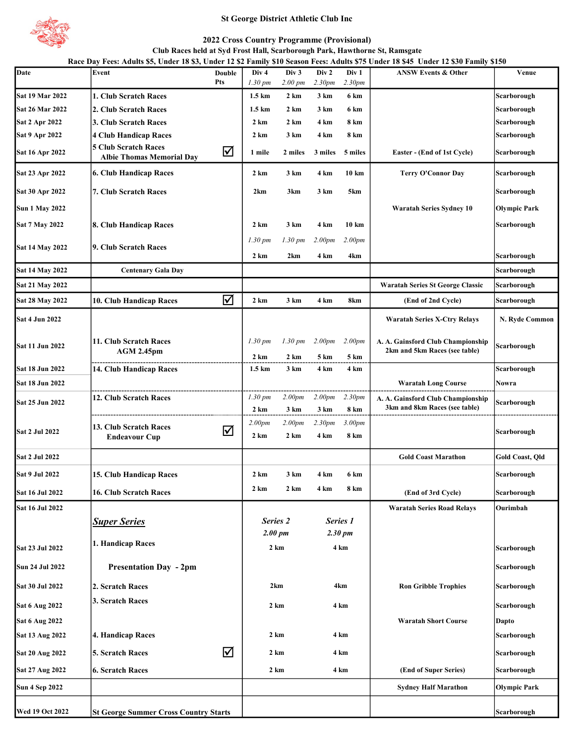# St George District Athletic Club Inc

## 2022 Cross Country Programme (Provisional)

**Club Races held at Syd Frost Hall, Scarborough Park, Hawthorne St, Ramsgate**

**Race Day Fees: Adults $5, Under 18 $3, Under 12 $2 Family $10 Season Fees: Adults $75 Under 18 $45 Under 12 $30 Family $150**

| Date | Event | Double Pts | Div 4 *1.30 pm* | Div 3 *2.00 pm* | Div 2 *2.30pm* | Div 1 *2.30pm* | ANSW Events & Other | Venue |
|---|---|---|---|---|---|---|---|---|
| Sat 19 Mar 2022 | 1. Club Scratch Races | | 1.5 km | 2 km | 3 km | 6 km | | Scarborough |
| Sat 26 Mar 2022 | 2. Club Scratch Races | | 1.5 km | 2 km | 3 km | 6 km | | Scarborough |
| Sat 2 Apr 2022 | 3. Club Scratch Races | | 2 km | 2 km | 4 km | 8 km | | Scarborough |
| Sat 9 Apr 2022 | 4 Club Handicap Races | | 2 km | 3 km | 4 km | 8 km | | Scarborough |
| Sat 16 Apr 2022 | 5 Club Scratch Races Albie Thomas Memorial Day | ☑ | 1 mile | 2 miles | 3 miles | 5 miles | Easter - (End of 1st Cycle) | Scarborough |
| Sat 23 Apr 2022 | 6. Club Handicap Races | | 2 km | 3 km | 4 km | 10 km | Terry O'Connor Day | Scarborough |
| Sat 30 Apr 2022 | 7. Club Scratch Races | | 2km | 3km | 3 km | 5km | | Scarborough |
| Sun 1 May 2022 | | | | | | | Waratah Series Sydney 10 | Olympic Park |
| Sat 7 May 2022 | 8. Club Handicap Races | | 2 km | 3 km | 4 km | 10 km | | Scarborough |
| Sat 14 May 2022 | 9. Club Scratch Races | | *1.30 pm* 2 km | *1.30 pm* 2km | *2.00pm* 4 km | *2.00pm* 4km | | Scarborough |
| Sat 14 May 2022 | Centenary Gala Day | | | | | | | Scarborough |
| Sat 21 May 2022 | | | | | | | Waratah Series St George Classic | Scarborough |
| Sat 28 May 2022 | 10. Club Handicap Races | ☑ | 2 km | 3 km | 4 km | 8km | (End of 2nd Cycle) | Scarborough |
| Sat 4 Jun 2022 | | | | | | | Waratah Series X-Ctry Relays | N. Ryde Common |
| Sat 11 Jun 2022 | 11. Club Scratch Races AGM 2.45pm | | *1.30 pm* 2 km | *1.30 pm* 2 km | *2.00pm* 5 km | *2.00pm* 5 km | A. A. Gainsford Club Championship 2km and 5km Races (see table) | Scarborough |
| Sat 18 Jun 2022 | 14. Club Handicap Races | | 1.5 km | 3 km | 4 km | 4 km | | Scarborough |
| Sat 18 Jun 2022 | | | | | | | Waratah Long Course | Nowra |
| Sat 25 Jun 2022 | 12. Club Scratch Races | | *1.30 pm* 2 km | *2.00pm* 3 km | *2.00pm* 3 km | *2.30pm* 8 km | A. A. Gainsford Club Championship 3km and 8km Races (see table) | Scarborough |
| Sat 2 Jul 2022 | 13. Club Scratch Races Endeavour Cup | ☑ | *2.00pm* 2 km | *2.00pm* 2 km | *2.30pm* 4 km | *3.00pm* 8 km | | Scarborough |
| Sat 2 Jul 2022 | | | | | | | Gold Coast Marathon | Gold Coast, Qld |
| Sat 9 Jul 2022 | 15. Club Handicap Races | | 2 km | 3 km | 4 km | 6 km | | Scarborough |
| Sat 16 Jul 2022 | 16. Club Scratch Races | | 2 km | 2 km | 4 km | 8 km | (End of 3rd Cycle) | Scarborough |
| Sat 16 Jul 2022 | | | | | | | Waratah Series Road Relays | Ourimbah |
| | ***Super Series*** | | ***Series 2*** ***2.00 pm*** | | ***Series 1*** ***2.30 pm*** | | | |
| Sat 23 Jul 2022 | 1. Handicap Races | | 2 km | | 4 km | | | Scarborough |
| Sun 24 Jul 2022 | Presentation Day - 2pm | | | | | | | Scarborough |
| Sat 30 Jul 2022 | 2. Scratch Races | | 2km | | 4km | | Ron Gribble Trophies | Scarborough |
| Sat 6 Aug 2022 | 3. Scratch Races | | 2 km | | 4 km | | | Scarborough |
| Sat 6 Aug 2022 | | | | | | | Waratah Short Course | Dapto |
| Sat 13 Aug 2022 | 4. Handicap Races | | 2 km | | 4 km | | | Scarborough |
| Sat 20 Aug 2022 | 5. Scratch Races | ☑ | 2 km | | 4 km | | | Scarborough |
| Sat 27 Aug 2022 | 6. Scratch Races | | 2 km | | 4 km | | (End of Super Series) | Scarborough |
| Sun 4 Sep 2022 | | | | | | | Sydney Half Marathon | Olympic Park |
| Wed 19 Oct 2022 | St George Summer Cross Country Starts | | | | | | | Scarborough |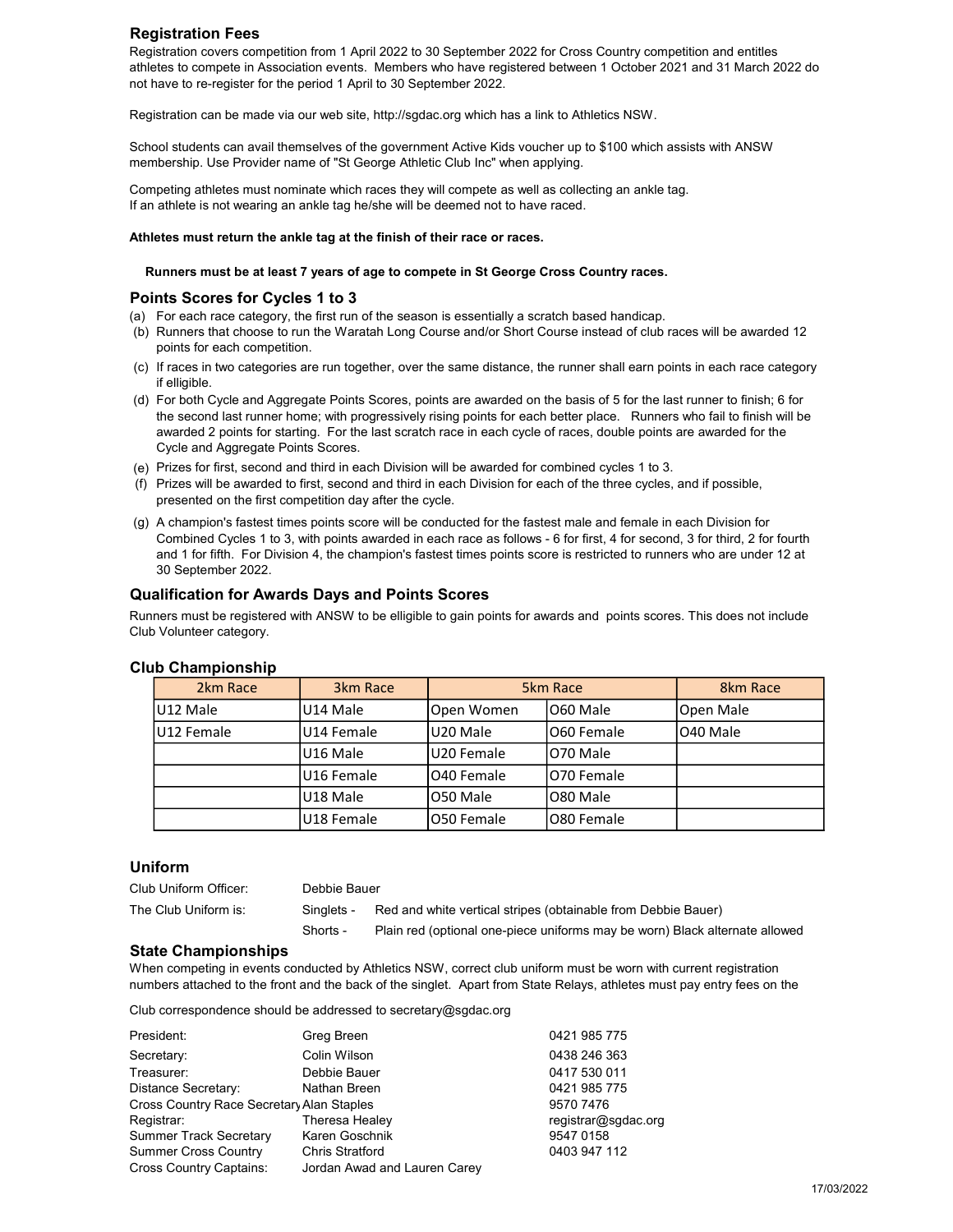## Registration Fees

Registration covers competition from 1 April 2022 to 30 September 2022 for Cross Country competition and entitles athletes to compete in Association events. Members who have registered between 1 October 2021 and 31 March 2022 do not have to re-register for the period 1 April to 30 September 2022.

Registration can be made via our web site, http://sgdac.org which has a link to Athletics NSW.

School students can avail themselves of the government Active Kids voucher up to $100 which assists with ANSW membership. Use Provider name of "St George Athletic Club Inc" when applying.

Competing athletes must nominate which races they will compete as well as collecting an ankle tag.
If an athlete is not wearing an ankle tag he/she will be deemed not to have raced.

**Athletes must return the ankle tag at the finish of their race or races.**

**Runners must be at least 7 years of age to compete in St George Cross Country races.**

## Points Scores for Cycles 1 to 3

(a) For each race category, the first run of the season is essentially a scratch based handicap.
(b) Runners that choose to run the Waratah Long Course and/or Short Course instead of club races will be awarded 12 points for each competition.
(c) If races in two categories are run together, over the same distance, the runner shall earn points in each race category if elligible.
(d) For both Cycle and Aggregate Points Scores, points are awarded on the basis of 5 for the last runner to finish; 6 for the second last runner home; with progressively rising points for each better place. Runners who fail to finish will be awarded 2 points for starting. For the last scratch race in each cycle of races, double points are awarded for the Cycle and Aggregate Points Scores.
(e) Prizes for first, second and third in each Division will be awarded for combined cycles 1 to 3.
(f) Prizes will be awarded to first, second and third in each Division for each of the three cycles, and if possible, presented on the first competition day after the cycle.
(g) A champion's fastest times points score will be conducted for the fastest male and female in each Division for Combined Cycles 1 to 3, with points awarded in each race as follows - 6 for first, 4 for second, 3 for third, 2 for fourth and 1 for fifth. For Division 4, the champion's fastest times points score is restricted to runners who are under 12 at 30 September 2022.

## Qualification for Awards Days and Points Scores

Runners must be registered with ANSW to be elligible to gain points for awards and points scores. This does not include Club Volunteer category.

## Club Championship

| 2km Race | 3km Race | 5km Race | | 8km Race |
|---|---|---|---|---|
| U12 Male | U14 Male | Open Women | O60 Male | Open Male |
| U12 Female | U14 Female | U20 Male | O60 Female | O40 Male |
| | U16 Male | U20 Female | O70 Male | |
| | U16 Female | O40 Female | O70 Female | |
| | U18 Male | O50 Male | O80 Male | |
| | U18 Female | O50 Female | O80 Female | |

## Uniform

Club Uniform Officer: Debbie Bauer

The Club Uniform is: Singlets - Red and white vertical stripes (obtainable from Debbie Bauer)

Shorts - Plain red (optional one-piece uniforms may be worn) Black alternate allowed

## State Championships

When competing in events conducted by Athletics NSW, correct club uniform must be worn with current registration numbers attached to the front and the back of the singlet. Apart from State Relays, athletes must pay entry fees on the

Club correspondence should be addressed to secretary@sgdac.org

| | | |
|---|---|---|
| President: | Greg Breen | 0421 985 775 |
| Secretary: | Colin Wilson | 0438 246 363 |
| Treasurer: | Debbie Bauer | 0417 530 011 |
| Distance Secretary: | Nathan Breen | 0421 985 775 |
| Cross Country Race Secretary | Alan Staples | 9570 7476 |
| Registrar: | Theresa Healey | registrar@sgdac.org |
| Summer Track Secretary | Karen Goschnik | 9547 0158 |
| Summer Cross Country | Chris Stratford | 0403 947 112 |
| Cross Country Captains: | Jordan Awad and Lauren Carey | |

17/03/2022